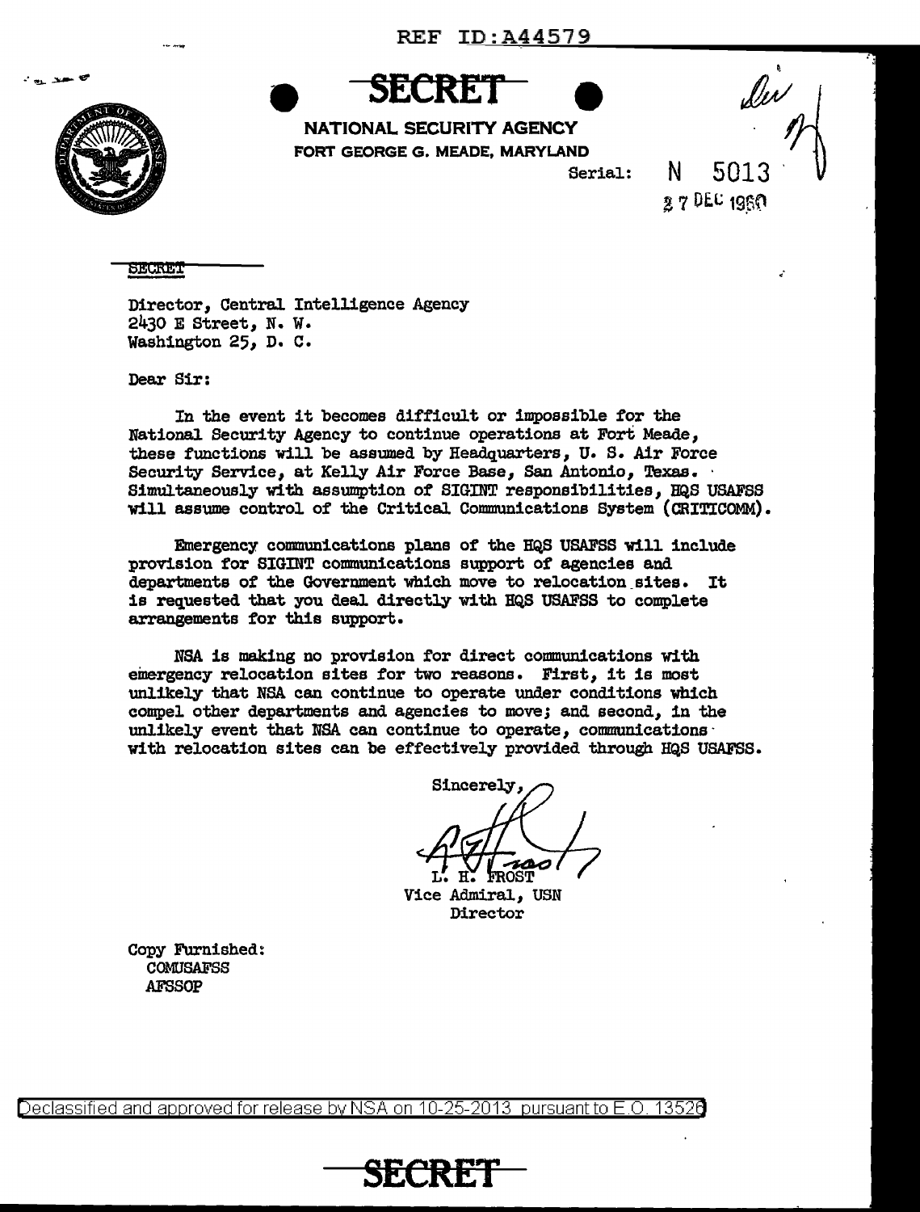REF ID:A44579

**SECRET**

NATIONAL SECURITY AGENCY
FORT GEORGE G. MEADE, MARYLAND

Serial: N 5013
27 DEC 1960

SECRET

Director, Central Intelligence Agency
2430 E Street, N. W.
Washington 25, D. C.

Dear Sir:

In the event it becomes difficult or impossible for the National Security Agency to continue operations at Fort Meade, these functions will be assumed by Headquarters, U. S. Air Force Security Service, at Kelly Air Force Base, San Antonio, Texas. Simultaneously with assumption of SIGINT responsibilities, HQS USAFSS will assume control of the Critical Communications System (CRITICOMM).

Emergency communications plans of the HQS USAFSS will include provision for SIGINT communications support of agencies and departments of the Government which move to relocation sites. It is requested that you deal directly with HQS USAFSS to complete arrangements for this support.

NSA is making no provision for direct communications with emergency relocation sites for two reasons. First, it is most unlikely that NSA can continue to operate under conditions which compel other departments and agencies to move; and second, in the unlikely event that NSA can continue to operate, communications with relocation sites can be effectively provided through HQS USAFSS.

Sincerely,

L. H. FROST
Vice Admiral, USN
Director

Copy Furnished:
COMUSAFSS
AFSSOP

Declassified and approved for release by NSA on 10-25-2013 pursuant to E.O. 13526

**SECRET**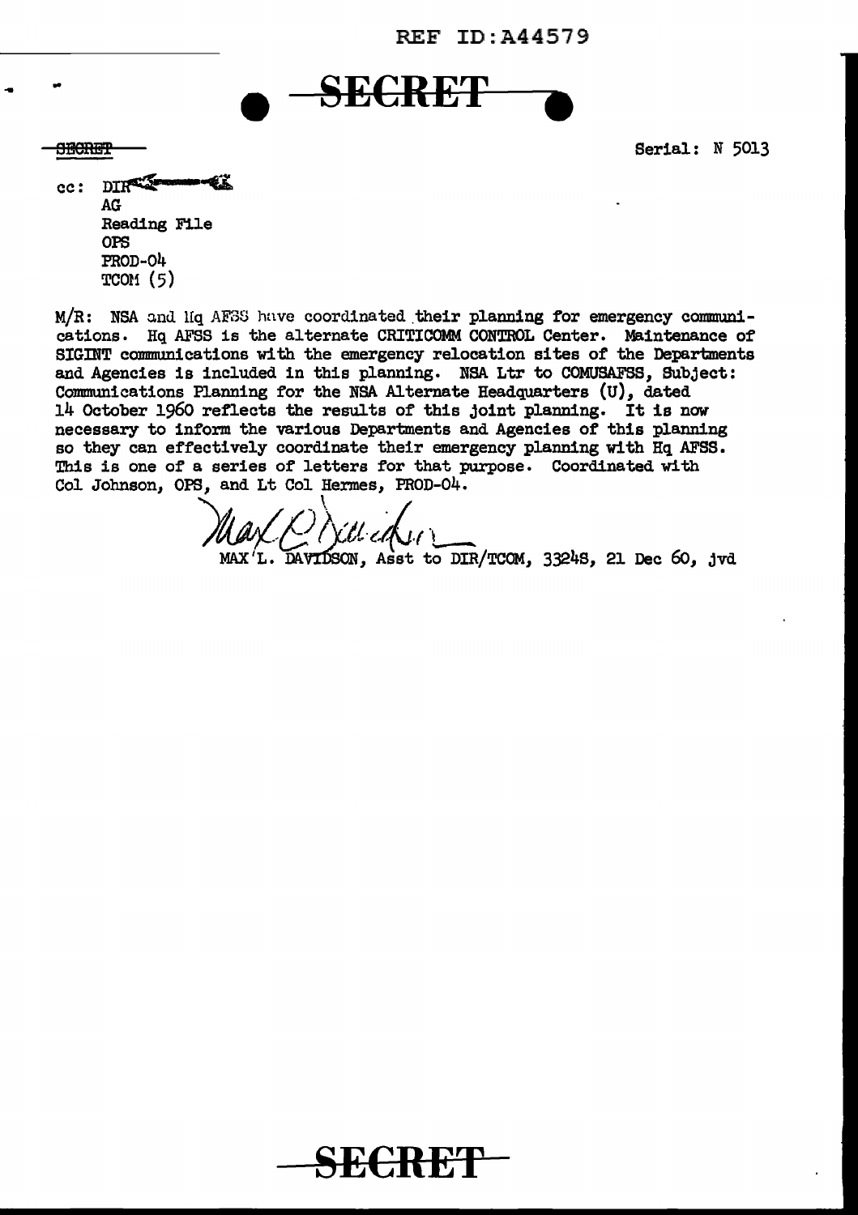REF ID:A44579

**SECRET**

~~SECRET~~

Serial: N 5013

cc: DIR
AG
Reading File
OPS
PROD-04
TCOM (5)

M/R: NSA and Hq AFSS have coordinated their planning for emergency communications. Hq AFSS is the alternate CRITICOMM CONTROL Center. Maintenance of SIGINT communications with the emergency relocation sites of the Departments and Agencies is included in this planning. NSA Ltr to COMUSAFSS, Subject: Communications Planning for the NSA Alternate Headquarters (U), dated 14 October 1960 reflects the results of this joint planning. It is now necessary to inform the various Departments and Agencies of this planning so they can effectively coordinate their emergency planning with Hq AFSS. This is one of a series of letters for that purpose. Coordinated with Col Johnson, OPS, and Lt Col Hermes, PROD-04.

MAX L. DAVIDSON, Asst to DIR/TCOM, 3324S, 21 Dec 60, jvd

**SECRET**